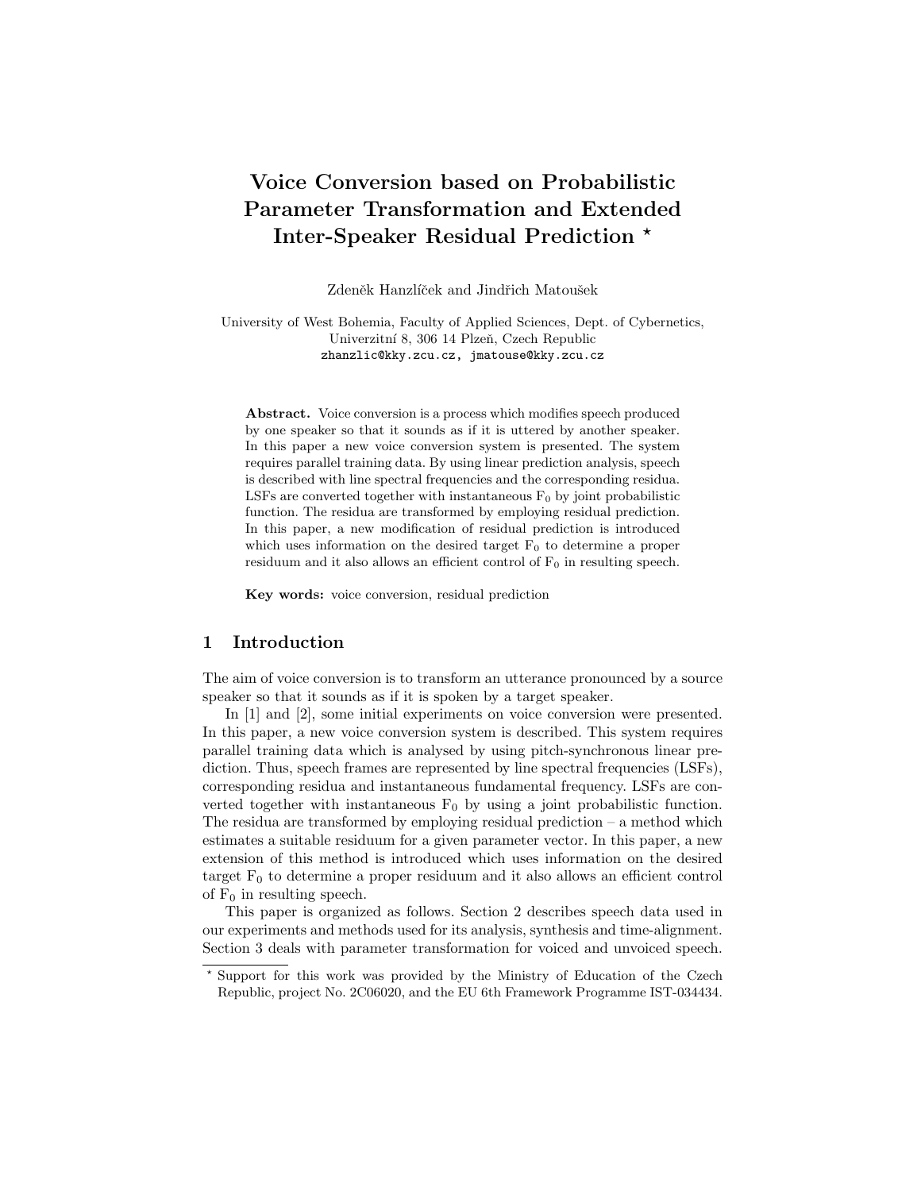# Voice Conversion based on Probabilistic Parameter Transformation and Extended Inter-Speaker Residual Prediction *

Zdeněk Hanzlíček and Jindřich Matoušek

University of West Bohemia, Faculty of Applied Sciences, Dept. of Cybernetics,
Univerzitní 8, 306 14 Plzeň, Czech Republic
zhanzlic@kky.zcu.cz, jmatouse@kky.zcu.cz

**Abstract.** Voice conversion is a process which modifies speech produced by one speaker so that it sounds as if it is uttered by another speaker. In this paper a new voice conversion system is presented. The system requires parallel training data. By using linear prediction analysis, speech is described with line spectral frequencies and the corresponding residua. LSFs are converted together with instantaneous $F_0$ by joint probabilistic function. The residua are transformed by employing residual prediction. In this paper, a new modification of residual prediction is introduced which uses information on the desired target $F_0$ to determine a proper residuum and it also allows an efficient control of $F_0$ in resulting speech.

**Key words:** voice conversion, residual prediction

## 1 Introduction

The aim of voice conversion is to transform an utterance pronounced by a source speaker so that it sounds as if it is spoken by a target speaker.

In [1] and [2], some initial experiments on voice conversion were presented. In this paper, a new voice conversion system is described. This system requires parallel training data which is analysed by using pitch-synchronous linear prediction. Thus, speech frames are represented by line spectral frequencies (LSFs), corresponding residua and instantaneous fundamental frequency. LSFs are converted together with instantaneous $F_0$ by using a joint probabilistic function. The residua are transformed by employing residual prediction – a method which estimates a suitable residuum for a given parameter vector. In this paper, a new extension of this method is introduced which uses information on the desired target $F_0$ to determine a proper residuum and it also allows an efficient control of $F_0$ in resulting speech.

This paper is organized as follows. Section 2 describes speech data used in our experiments and methods used for its analysis, synthesis and time-alignment. Section 3 deals with parameter transformation for voiced and unvoiced speech.

* Support for this work was provided by the Ministry of Education of the Czech Republic, project No. 2C06020, and the EU 6th Framework Programme IST-034434.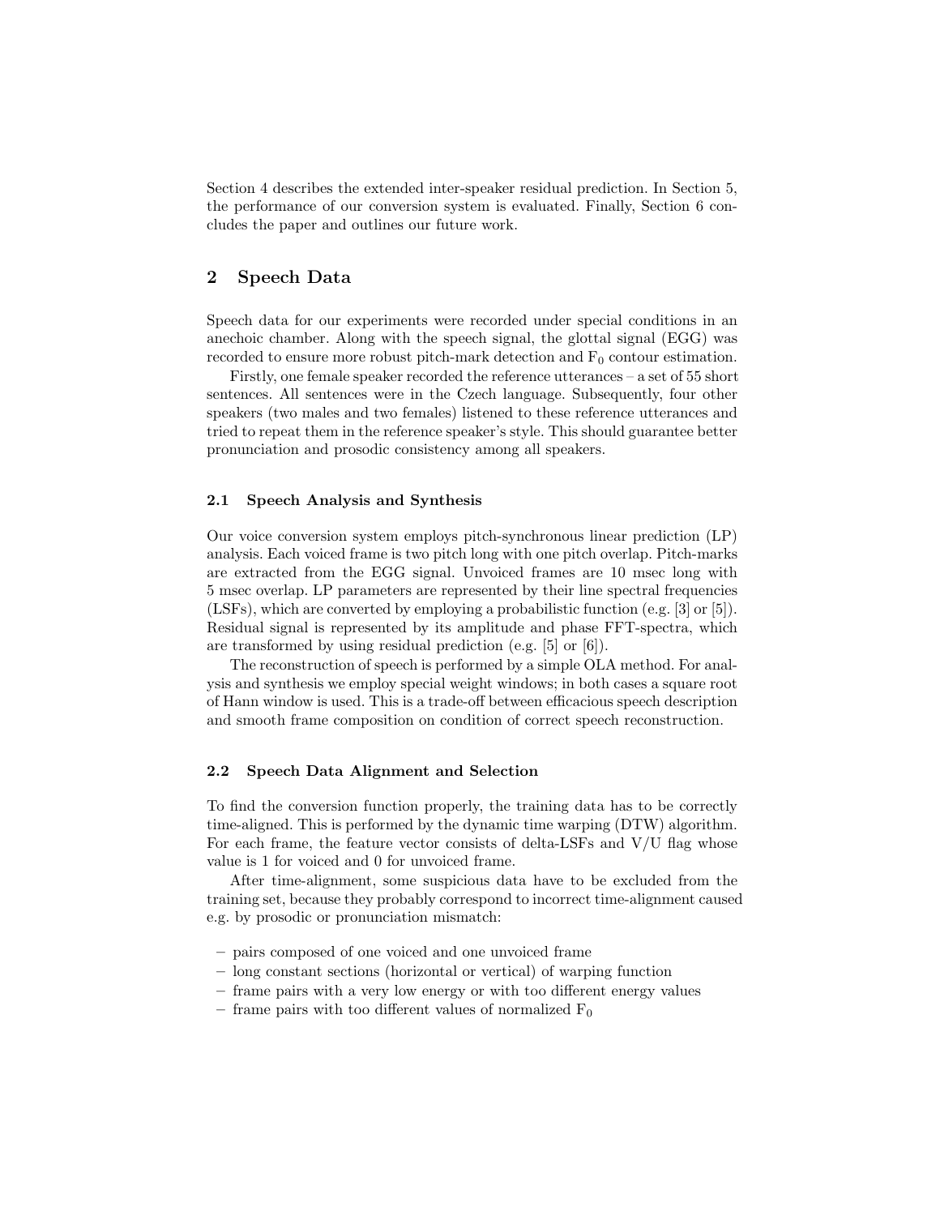Section 4 describes the extended inter-speaker residual prediction. In Section 5, the performance of our conversion system is evaluated. Finally, Section 6 concludes the paper and outlines our future work.

## 2 Speech Data

Speech data for our experiments were recorded under special conditions in an anechoic chamber. Along with the speech signal, the glottal signal (EGG) was recorded to ensure more robust pitch-mark detection and $F_0$ contour estimation.

Firstly, one female speaker recorded the reference utterances – a set of 55 short sentences. All sentences were in the Czech language. Subsequently, four other speakers (two males and two females) listened to these reference utterances and tried to repeat them in the reference speaker's style. This should guarantee better pronunciation and prosodic consistency among all speakers.

### 2.1 Speech Analysis and Synthesis

Our voice conversion system employs pitch-synchronous linear prediction (LP) analysis. Each voiced frame is two pitch long with one pitch overlap. Pitch-marks are extracted from the EGG signal. Unvoiced frames are 10 msec long with 5 msec overlap. LP parameters are represented by their line spectral frequencies (LSFs), which are converted by employing a probabilistic function (e.g. [3] or [5]). Residual signal is represented by its amplitude and phase FFT-spectra, which are transformed by using residual prediction (e.g. [5] or [6]).

The reconstruction of speech is performed by a simple OLA method. For analysis and synthesis we employ special weight windows; in both cases a square root of Hann window is used. This is a trade-off between efficacious speech description and smooth frame composition on condition of correct speech reconstruction.

### 2.2 Speech Data Alignment and Selection

To find the conversion function properly, the training data has to be correctly time-aligned. This is performed by the dynamic time warping (DTW) algorithm. For each frame, the feature vector consists of delta-LSFs and V/U flag whose value is 1 for voiced and 0 for unvoiced frame.

After time-alignment, some suspicious data have to be excluded from the training set, because they probably correspond to incorrect time-alignment caused e.g. by prosodic or pronunciation mismatch:

- pairs composed of one voiced and one unvoiced frame
- long constant sections (horizontal or vertical) of warping function
- frame pairs with a very low energy or with too different energy values
- frame pairs with too different values of normalized $F_0$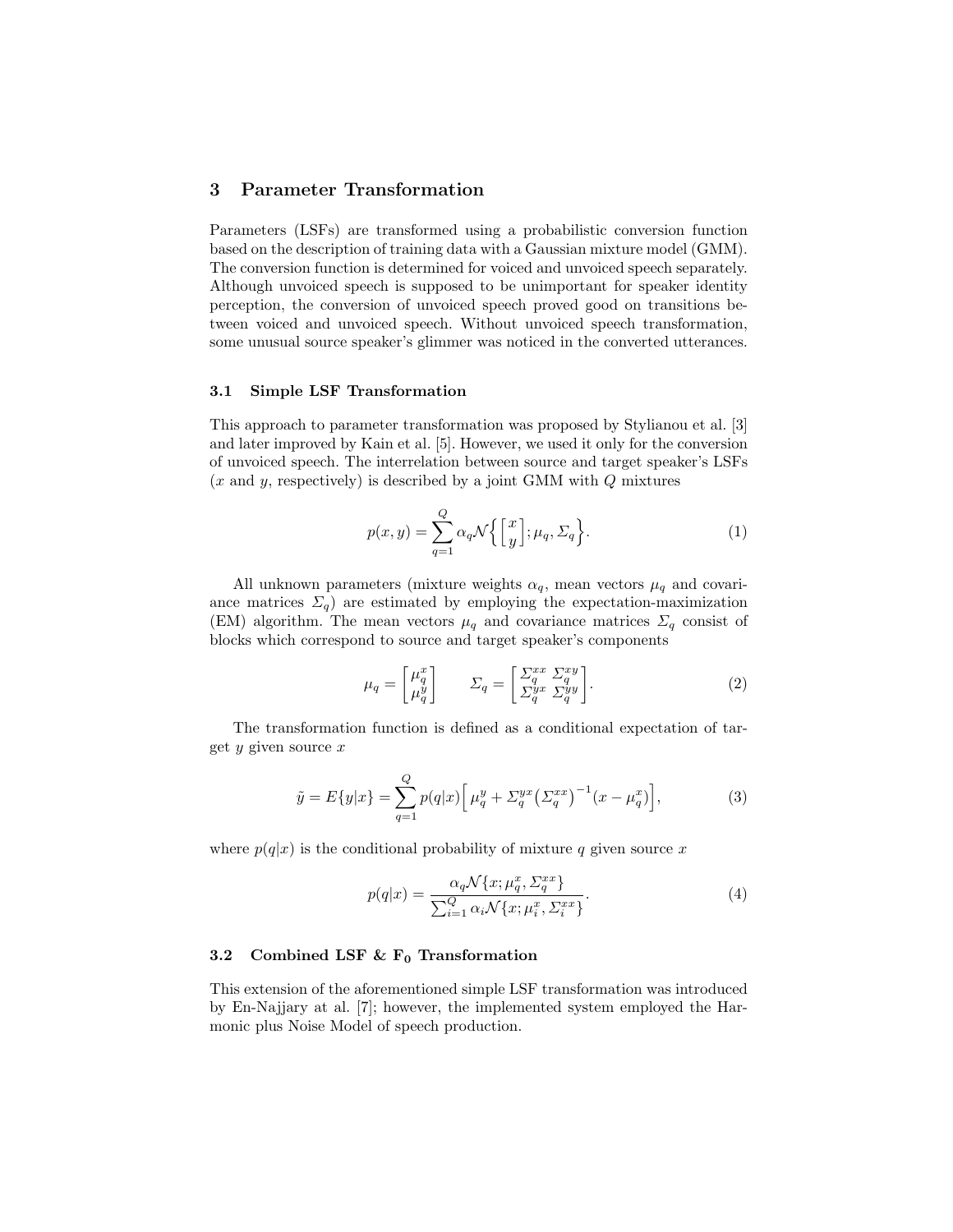## 3 Parameter Transformation

Parameters (LSFs) are transformed using a probabilistic conversion function based on the description of training data with a Gaussian mixture model (GMM). The conversion function is determined for voiced and unvoiced speech separately. Although unvoiced speech is supposed to be unimportant for speaker identity perception, the conversion of unvoiced speech proved good on transitions between voiced and unvoiced speech. Without unvoiced speech transformation, some unusual source speaker's glimmer was noticed in the converted utterances.

### 3.1 Simple LSF Transformation

This approach to parameter transformation was proposed by Stylianou et al. [3] and later improved by Kain et al. [5]. However, we used it only for the conversion of unvoiced speech. The interrelation between source and target speaker's LSFs ($x$ and $y$, respectively) is described by a joint GMM with $Q$ mixtures

$$p(x, y) = \sum_{q=1}^{Q} \alpha_q \mathcal{N}\Big\{ \begin{bmatrix} x \\ y \end{bmatrix}; \mu_q, \Sigma_q \Big\}. \tag{1}$$

All unknown parameters (mixture weights $\alpha_q$, mean vectors $\mu_q$ and covariance matrices $\Sigma_q$) are estimated by employing the expectation-maximization (EM) algorithm. The mean vectors $\mu_q$ and covariance matrices $\Sigma_q$ consist of blocks which correspond to source and target speaker's components

$$\mu_q = \begin{bmatrix} \mu_q^x \\ \mu_q^y \end{bmatrix} \qquad \Sigma_q = \begin{bmatrix} \Sigma_q^{xx} & \Sigma_q^{xy} \\ \Sigma_q^{yx} & \Sigma_q^{yy} \end{bmatrix}. \tag{2}$$

The transformation function is defined as a conditional expectation of target $y$ given source $x$

$$\tilde{y} = E\{y|x\} = \sum_{q=1}^{Q} p(q|x) \Big[ \mu_q^y + \Sigma_q^{yx} \big(\Sigma_q^{xx}\big)^{-1} (x - \mu_q^x) \Big], \tag{3}$$

where $p(q|x)$ is the conditional probability of mixture $q$ given source $x$

$$p(q|x) = \frac{\alpha_q \mathcal{N}\{x; \mu_q^x, \Sigma_q^{xx}\}}{\sum_{i=1}^{Q} \alpha_i \mathcal{N}\{x; \mu_i^x, \Sigma_i^{xx}\}}. \tag{4}$$

### 3.2 Combined LSF & $\mathbf{F_0}$ Transformation

This extension of the aforementioned simple LSF transformation was introduced by En-Najjary at al. [7]; however, the implemented system employed the Harmonic plus Noise Model of speech production.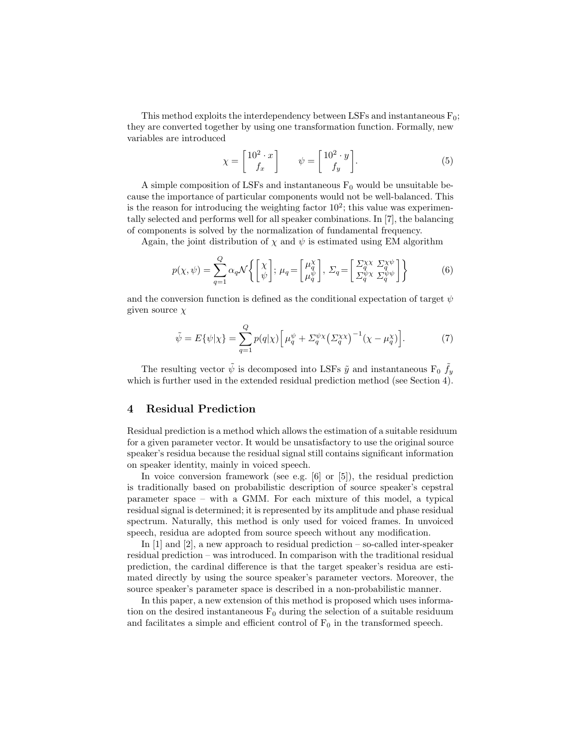This method exploits the interdependency between LSFs and instantaneous $F_0$; they are converted together by using one transformation function. Formally, new variables are introduced

$$\chi = \begin{bmatrix} 10^2 \cdot x \\ f_x \end{bmatrix} \qquad \psi = \begin{bmatrix} 10^2 \cdot y \\ f_y \end{bmatrix}. \tag{5}$$

A simple composition of LSFs and instantaneous $F_0$ would be unsuitable because the importance of particular components would not be well-balanced. This is the reason for introducing the weighting factor $10^2$; this value was experimentally selected and performs well for all speaker combinations. In [7], the balancing of components is solved by the normalization of fundamental frequency.

Again, the joint distribution of $\chi$ and $\psi$ is estimated using EM algorithm

$$p(\chi, \psi) = \sum_{q=1}^{Q} \alpha_q \mathcal{N}\left\{ \begin{bmatrix} \chi \\ \psi \end{bmatrix}; \mu_q = \begin{bmatrix} \mu_q^{\chi} \\ \mu_q^{\psi} \end{bmatrix}, \Sigma_q = \begin{bmatrix} \Sigma_q^{\chi\chi} & \Sigma_q^{\chi\psi} \\ \Sigma_q^{\psi\chi} & \Sigma_q^{\psi\psi} \end{bmatrix} \right\} \tag{6}$$

and the conversion function is defined as the conditional expectation of target $\psi$ given source $\chi$

$$\tilde{\psi} = E\{\psi|\chi\} = \sum_{q=1}^{Q} p(q|\chi) \Big[ \mu_q^{\psi} + \Sigma_q^{\psi\chi} \big( \Sigma_q^{\chi\chi} \big)^{-1} (\chi - \mu_q^{\chi}) \Big]. \tag{7}$$

The resulting vector $\tilde{\psi}$ is decomposed into LSFs $\tilde{y}$ and instantaneous $F_0$ $\tilde{f}_y$ which is further used in the extended residual prediction method (see Section 4).

## 4 Residual Prediction

Residual prediction is a method which allows the estimation of a suitable residuum for a given parameter vector. It would be unsatisfactory to use the original source speaker's residua because the residual signal still contains significant information on speaker identity, mainly in voiced speech.

In voice conversion framework (see e.g. [6] or [5]), the residual prediction is traditionally based on probabilistic description of source speaker's cepstral parameter space – with a GMM. For each mixture of this model, a typical residual signal is determined; it is represented by its amplitude and phase residual spectrum. Naturally, this method is only used for voiced frames. In unvoiced speech, residua are adopted from source speech without any modification.

In [1] and [2], a new approach to residual prediction – so-called inter-speaker residual prediction – was introduced. In comparison with the traditional residual prediction, the cardinal difference is that the target speaker's residua are estimated directly by using the source speaker's parameter vectors. Moreover, the source speaker's parameter space is described in a non-probabilistic manner.

In this paper, a new extension of this method is proposed which uses information on the desired instantaneous $F_0$ during the selection of a suitable residuum and facilitates a simple and efficient control of $F_0$ in the transformed speech.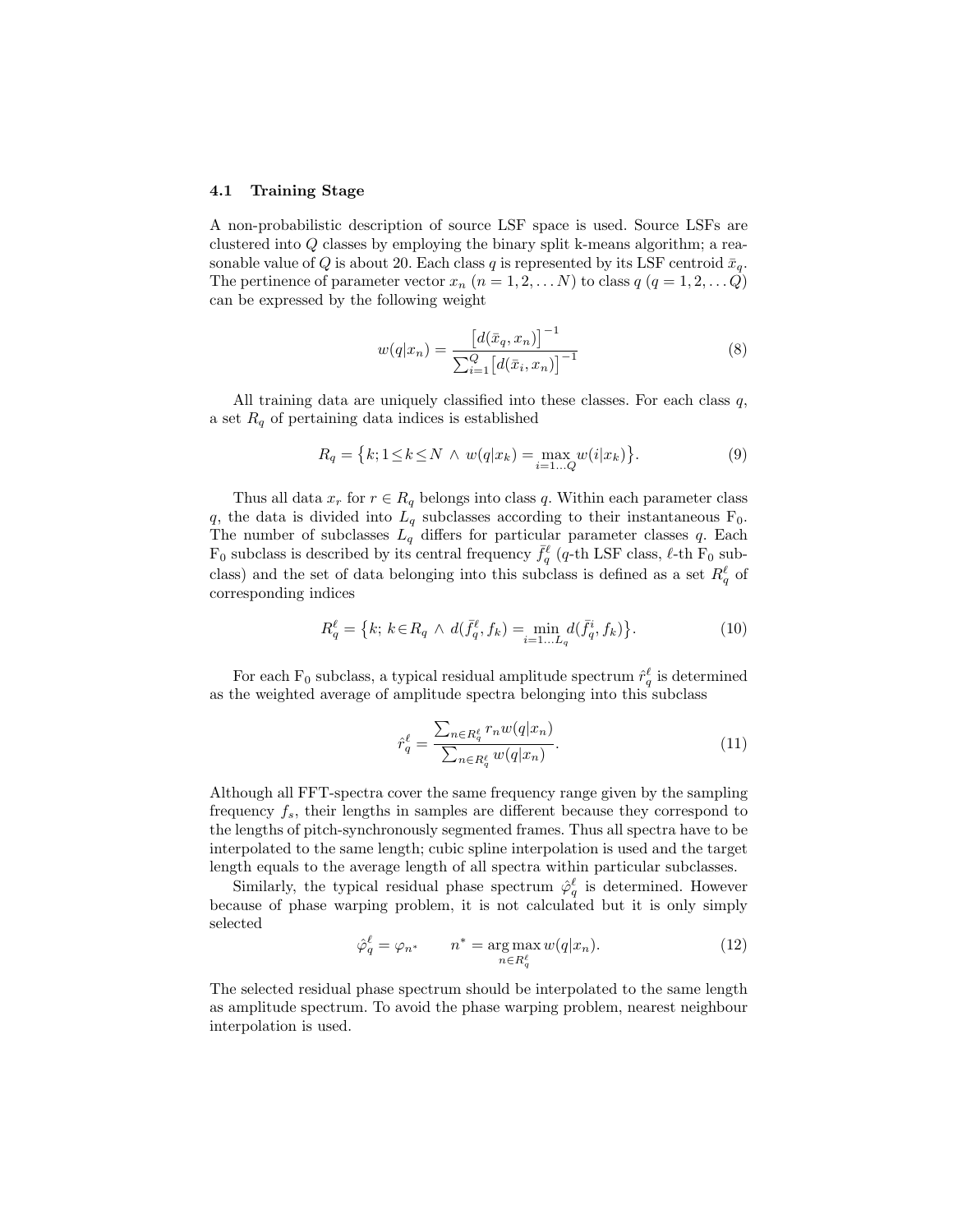### 4.1 Training Stage

A non-probabilistic description of source LSF space is used. Source LSFs are clustered into $Q$ classes by employing the binary split k-means algorithm; a reasonable value of $Q$ is about 20. Each class $q$ is represented by its LSF centroid $\bar{x}_q$. The pertinence of parameter vector $x_n$ ($n = 1, 2, \dots N$) to class $q$ ($q = 1, 2, \dots Q$) can be expressed by the following weight

$$w(q|x_n) = \frac{\big[d(\bar{x}_q, x_n)\big]^{-1}}{\sum_{i=1}^{Q} \big[d(\bar{x}_i, x_n)\big]^{-1}} \tag{8}$$

All training data are uniquely classified into these classes. For each class $q$, a set $R_q$ of pertaining data indices is established

$$R_q = \big\{k; 1 \le k \le N \;\wedge\; w(q|x_k) = \max_{i=1\dots Q} w(i|x_k)\big\}. \tag{9}$$

Thus all data $x_r$ for $r \in R_q$ belongs into class $q$. Within each parameter class $q$, the data is divided into $L_q$ subclasses according to their instantaneous $\mathrm{F}_0$. The number of subclasses $L_q$ differs for particular parameter classes $q$. Each $\mathrm{F}_0$ subclass is described by its central frequency $\bar{f}_q^{\ell}$ ($q$-th LSF class, $\ell$-th $\mathrm{F}_0$ subclass) and the set of data belonging into this subclass is defined as a set $R_q^{\ell}$ of corresponding indices

$$R_q^{\ell} = \big\{k;\, k \in R_q \;\wedge\; d(\bar{f}_q^{\ell}, f_k) = \min_{i=1\dots L_q} d(\bar{f}_q^{i}, f_k)\big\}. \tag{10}$$

For each $\mathrm{F}_0$ subclass, a typical residual amplitude spectrum $\hat{r}_q^{\ell}$ is determined as the weighted average of amplitude spectra belonging into this subclass

$$\hat{r}_q^{\ell} = \frac{\sum_{n \in R_q^{\ell}} r_n w(q|x_n)}{\sum_{n \in R_q^{\ell}} w(q|x_n)}. \tag{11}$$

Although all FFT-spectra cover the same frequency range given by the sampling frequency $f_s$, their lengths in samples are different because they correspond to the lengths of pitch-synchronously segmented frames. Thus all spectra have to be interpolated to the same length; cubic spline interpolation is used and the target length equals to the average length of all spectra within particular subclasses.

Similarly, the typical residual phase spectrum $\hat{\varphi}_q^{\ell}$ is determined. However because of phase warping problem, it is not calculated but it is only simply selected

$$\hat{\varphi}_q^{\ell} = \varphi_{n^*} \qquad n^* = \arg\max_{n \in R_q^{\ell}} w(q|x_n). \tag{12}$$

The selected residual phase spectrum should be interpolated to the same length as amplitude spectrum. To avoid the phase warping problem, nearest neighbour interpolation is used.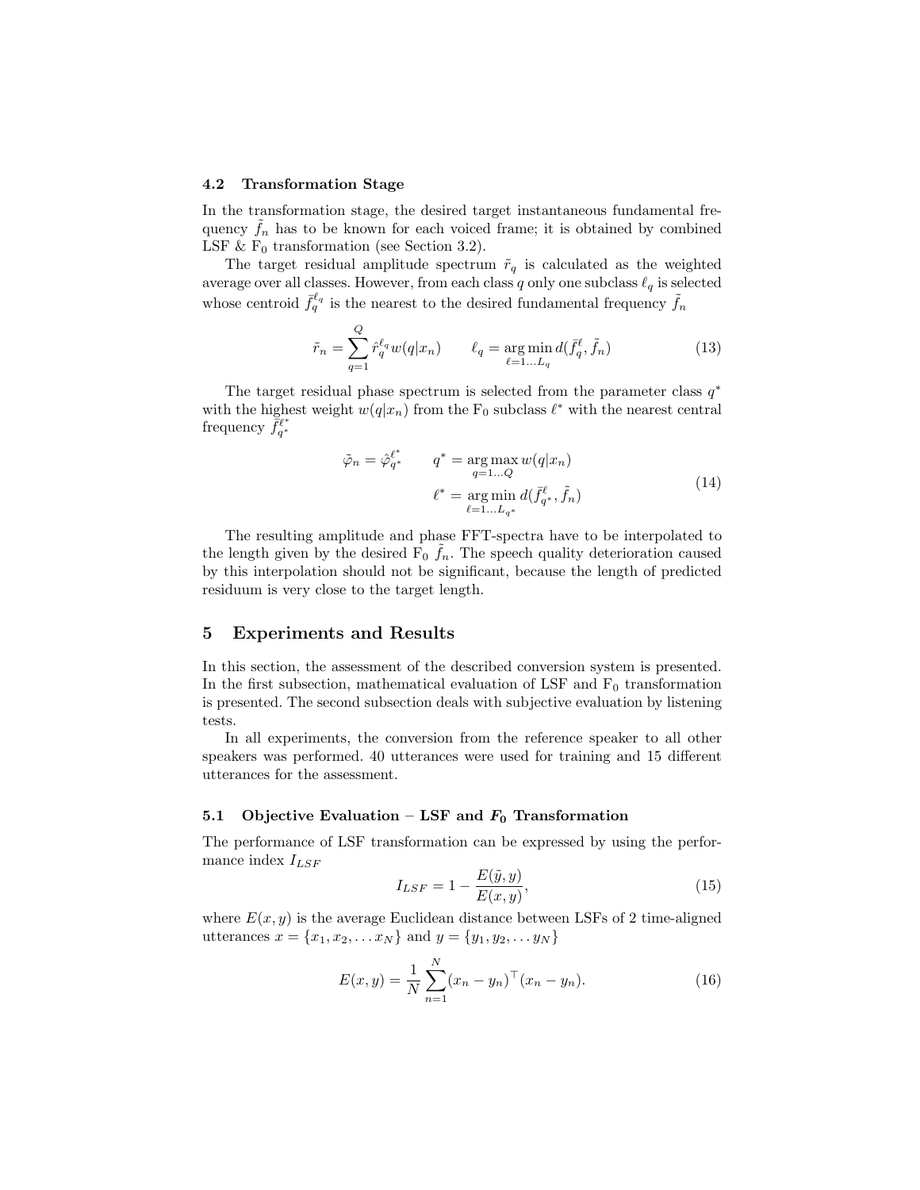### 4.2 Transformation Stage

In the transformation stage, the desired target instantaneous fundamental frequency $\tilde{f}_n$ has to be known for each voiced frame; it is obtained by combined LSF & $F_0$ transformation (see Section 3.2).

The target residual amplitude spectrum $\tilde{r}_q$ is calculated as the weighted average over all classes. However, from each class $q$ only one subclass $\ell_q$ is selected whose centroid $\bar{f}_q^{\ell_q}$ is the nearest to the desired fundamental frequency $\tilde{f}_n$

$$\tilde{r}_n = \sum_{q=1}^{Q} \hat{r}_q^{\ell_q} w(q|x_n) \qquad \ell_q = \underset{\ell=1\ldots L_q}{\arg\min}\, d(\bar{f}_q^{\ell}, \tilde{f}_n) \tag{13}$$

The target residual phase spectrum is selected from the parameter class $q^*$ with the highest weight $w(q|x_n)$ from the $F_0$ subclass $\ell^*$ with the nearest central frequency $\bar{f}_{q^*}^{\ell^*}$

$$\begin{aligned} \tilde{\varphi}_n = \hat{\varphi}_{q^*}^{\ell^*} \qquad q^* &= \underset{q=1\ldots Q}{\arg\max}\, w(q|x_n) \\ \ell^* &= \underset{\ell=1\ldots L_{q^*}}{\arg\min}\, d(\bar{f}_{q^*}^{\ell}, \tilde{f}_n) \end{aligned} \tag{14}$$

The resulting amplitude and phase FFT-spectra have to be interpolated to the length given by the desired $F_0$ $\tilde{f}_n$. The speech quality deterioration caused by this interpolation should not be significant, because the length of predicted residuum is very close to the target length.

## 5 Experiments and Results

In this section, the assessment of the described conversion system is presented. In the first subsection, mathematical evaluation of LSF and $F_0$ transformation is presented. The second subsection deals with subjective evaluation by listening tests.

In all experiments, the conversion from the reference speaker to all other speakers was performed. 40 utterances were used for training and 15 different utterances for the assessment.

### 5.1 Objective Evaluation – LSF and $F_0$ Transformation

The performance of LSF transformation can be expressed by using the performance index $I_{LSF}$

$$I_{LSF} = 1 - \frac{E(\tilde{y}, y)}{E(x, y)}, \tag{15}$$

where $E(x, y)$ is the average Euclidean distance between LSFs of 2 time-aligned utterances $x = \{x_1, x_2, \ldots x_N\}$ and $y = \{y_1, y_2, \ldots y_N\}$

$$E(x, y) = \frac{1}{N} \sum_{n=1}^{N} (x_n - y_n)^\top (x_n - y_n). \tag{16}$$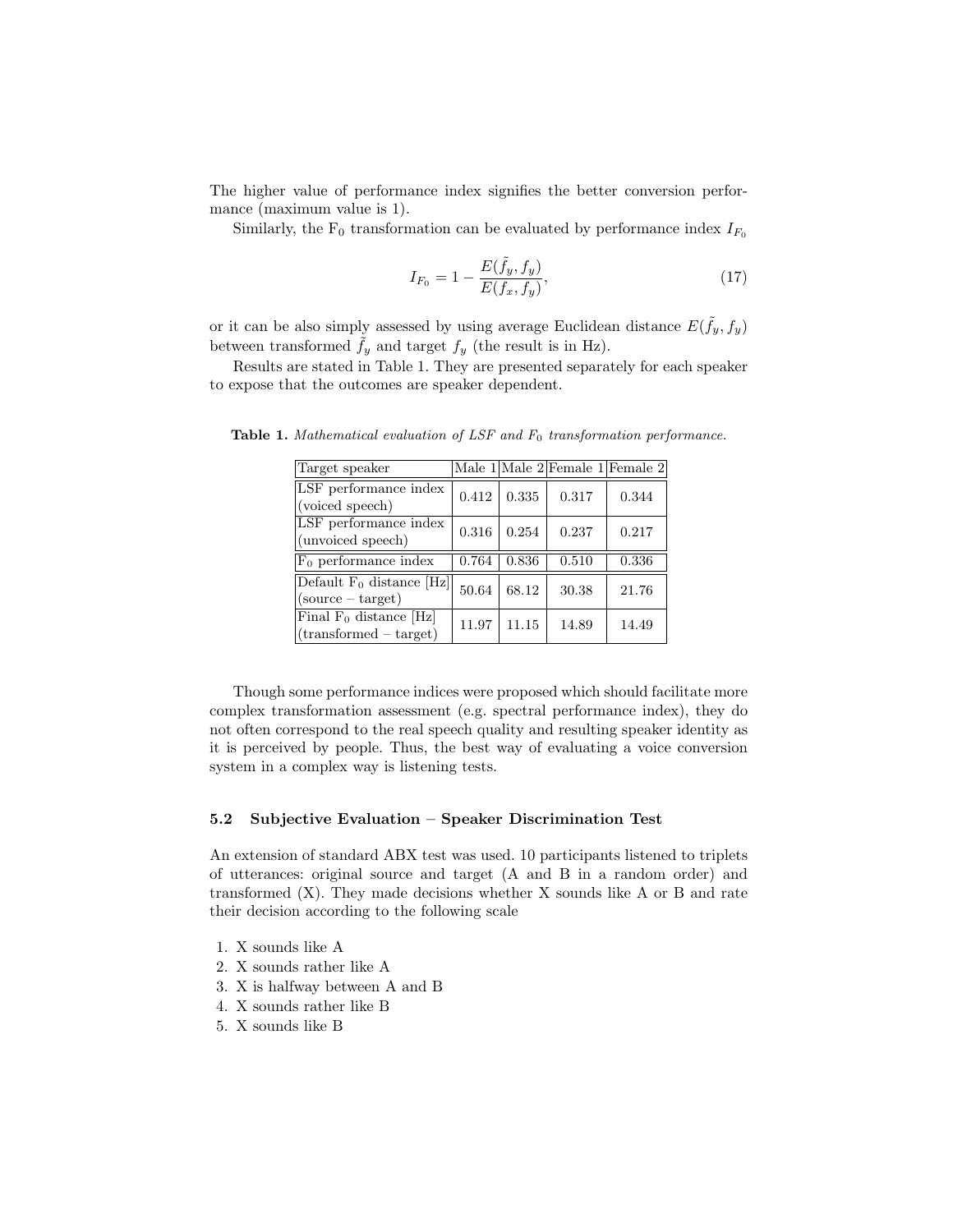The higher value of performance index signifies the better conversion performance (maximum value is 1).

Similarly, the $F_0$ transformation can be evaluated by performance index $I_{F_0}$

$$I_{F_0} = 1 - \frac{E(\tilde{f}_y, f_y)}{E(f_x, f_y)}, \tag{17}$$

or it can be also simply assessed by using average Euclidean distance $E(\tilde{f}_y, f_y)$ between transformed $\tilde{f}_y$ and target $f_y$ (the result is in Hz).

Results are stated in Table 1. They are presented separately for each speaker to expose that the outcomes are speaker dependent.

**Table 1.** *Mathematical evaluation of LSF and $F_0$ transformation performance.*

| Target speaker | Male 1 | Male 2 | Female 1 | Female 2 |
|---|---|---|---|---|
| LSF performance index (voiced speech) | 0.412 | 0.335 | 0.317 | 0.344 |
| LSF performance index (unvoiced speech) | 0.316 | 0.254 | 0.237 | 0.217 |
| $F_0$ performance index | 0.764 | 0.836 | 0.510 | 0.336 |
| Default $F_0$ distance [Hz] (source – target) | 50.64 | 68.12 | 30.38 | 21.76 |
| Final $F_0$ distance [Hz] (transformed – target) | 11.97 | 11.15 | 14.89 | 14.49 |

Though some performance indices were proposed which should facilitate more complex transformation assessment (e.g. spectral performance index), they do not often correspond to the real speech quality and resulting speaker identity as it is perceived by people. Thus, the best way of evaluating a voice conversion system in a complex way is listening tests.

### 5.2 Subjective Evaluation – Speaker Discrimination Test

An extension of standard ABX test was used. 10 participants listened to triplets of utterances: original source and target (A and B in a random order) and transformed (X). They made decisions whether X sounds like A or B and rate their decision according to the following scale

1. X sounds like A
2. X sounds rather like A
3. X is halfway between A and B
4. X sounds rather like B
5. X sounds like B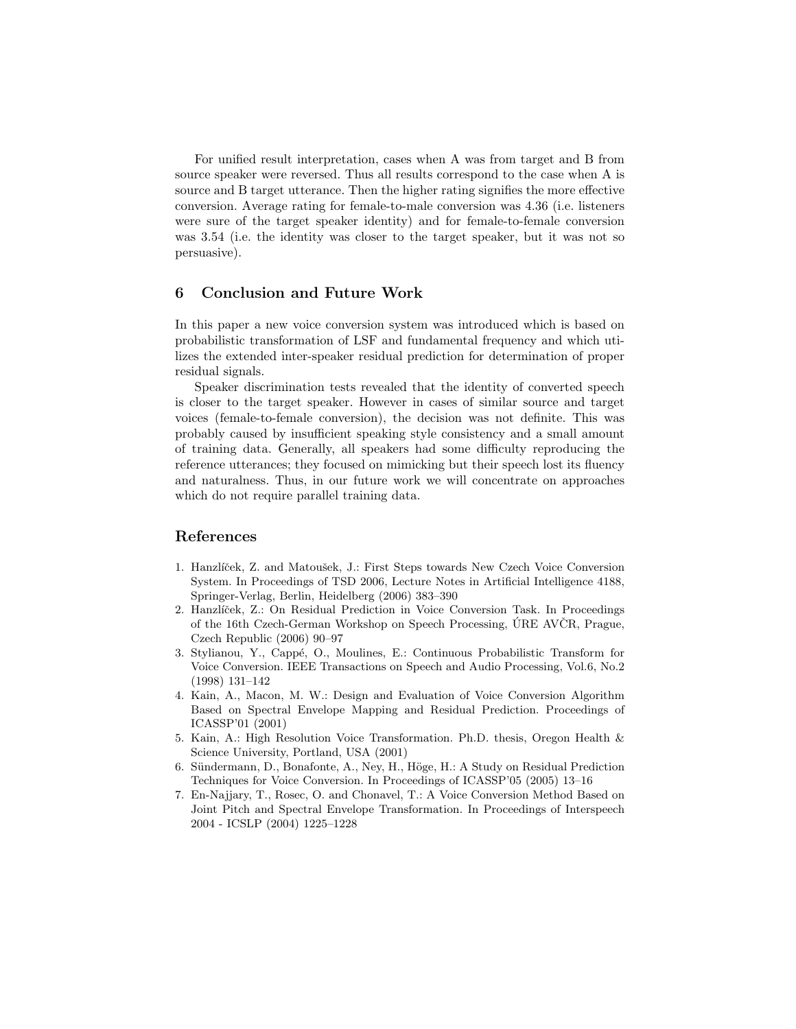For unified result interpretation, cases when A was from target and B from source speaker were reversed. Thus all results correspond to the case when A is source and B target utterance. Then the higher rating signifies the more effective conversion. Average rating for female-to-male conversion was 4.36 (i.e. listeners were sure of the target speaker identity) and for female-to-female conversion was 3.54 (i.e. the identity was closer to the target speaker, but it was not so persuasive).

## 6 Conclusion and Future Work

In this paper a new voice conversion system was introduced which is based on probabilistic transformation of LSF and fundamental frequency and which utilizes the extended inter-speaker residual prediction for determination of proper residual signals.

Speaker discrimination tests revealed that the identity of converted speech is closer to the target speaker. However in cases of similar source and target voices (female-to-female conversion), the decision was not definite. This was probably caused by insufficient speaking style consistency and a small amount of training data. Generally, all speakers had some difficulty reproducing the reference utterances; they focused on mimicking but their speech lost its fluency and naturalness. Thus, in our future work we will concentrate on approaches which do not require parallel training data.

## References

1. Hanzlíček, Z. and Matoušek, J.: First Steps towards New Czech Voice Conversion System. In Proceedings of TSD 2006, Lecture Notes in Artificial Intelligence 4188, Springer-Verlag, Berlin, Heidelberg (2006) 383–390
2. Hanzlíček, Z.: On Residual Prediction in Voice Conversion Task. In Proceedings of the 16th Czech-German Workshop on Speech Processing, ÚRE AVČR, Prague, Czech Republic (2006) 90–97
3. Stylianou, Y., Cappé, O., Moulines, E.: Continuous Probabilistic Transform for Voice Conversion. IEEE Transactions on Speech and Audio Processing, Vol.6, No.2 (1998) 131–142
4. Kain, A., Macon, M. W.: Design and Evaluation of Voice Conversion Algorithm Based on Spectral Envelope Mapping and Residual Prediction. Proceedings of ICASSP'01 (2001)
5. Kain, A.: High Resolution Voice Transformation. Ph.D. thesis, Oregon Health & Science University, Portland, USA (2001)
6. Sündermann, D., Bonafonte, A., Ney, H., Höge, H.: A Study on Residual Prediction Techniques for Voice Conversion. In Proceedings of ICASSP'05 (2005) 13–16
7. En-Najjary, T., Rosec, O. and Chonavel, T.: A Voice Conversion Method Based on Joint Pitch and Spectral Envelope Transformation. In Proceedings of Interspeech 2004 - ICSLP (2004) 1225–1228